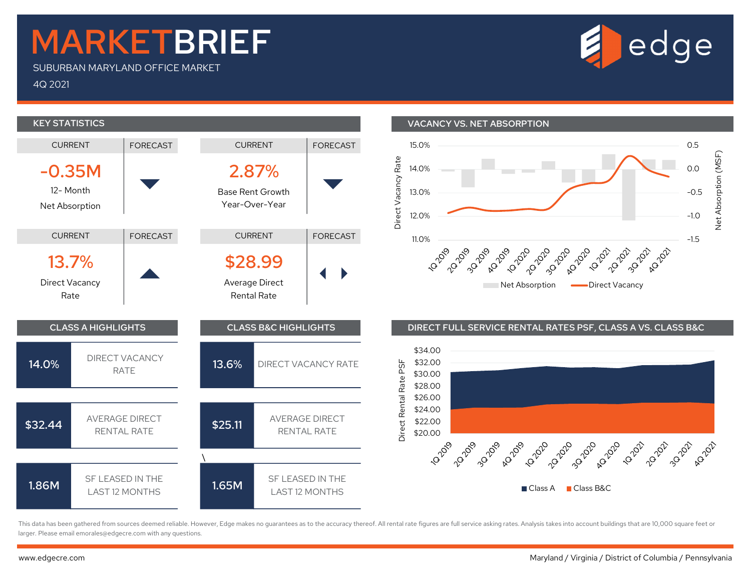# MARKETBRIEF

SUBURBAN MARYLAND OFFICE MARKET

4Q 2021

edge

## KEY STATISTICS

| CURRENT | FORECAST |
|---|---|
| **-0.35M** 12- Month Net Absorption | ▼ |
| **2.87%** Base Rent Growth Year-Over-Year | ▼ |
| **13.7%** Direct Vacancy Rate | ▲ |
| **$28.99** Average Direct Rental Rate | ◀ ▶ |

## VACANCY VS. NET ABSORPTION

Direct Vacancy Rate (11.0%–15.0%); Net Absorption (MSF) (-1.5–0.5)

1Q 2019, 2Q 2019, 3Q 2019, 4Q 2019, 1Q 2020, 2Q 2020, 3Q 2020, 4Q 2020, 1Q 2021, 2Q 2021, 3Q 2021, 4Q 2021

Net Absorption / Direct Vacancy

## CLASS A HIGHLIGHTS

| | |
|---|---|
| 14.0% | DIRECT VACANCY RATE |
| $32.44 | AVERAGE DIRECT RENTAL RATE |
| 1.86M | SF LEASED IN THE LAST 12 MONTHS |

## CLASS B&C HIGHLIGHTS

| | |
|---|---|
| 13.6% | DIRECT VACANCY RATE |
| $25.11 | AVERAGE DIRECT RENTAL RATE |
| 1.65M | SF LEASED IN THE LAST 12 MONTHS |

## DIRECT FULL SERVICE RENTAL RATES PSF, CLASS A VS. CLASS B&C

Direct Rental Rate PSF ($20.00–$34.00)

1Q 2019, 2Q 2019, 3Q 2019, 4Q 2019, 1Q 2020, 2Q 2020, 3Q 2020, 4Q 2020, 1Q 2021, 2Q 2021, 3Q 2021, 4Q 2021

Class A / Class B&C

This data has been gathered from sources deemed reliable. However, Edge makes no guarantees as to the accuracy thereof. All rental rate figures are full service asking rates. Analysis takes into account buildings that are 10,000 square feet or larger. Please email emorales@edgecre.com with any questions.

www.edgecre.com

Maryland / Virginia / District of Columbia / Pennsylvania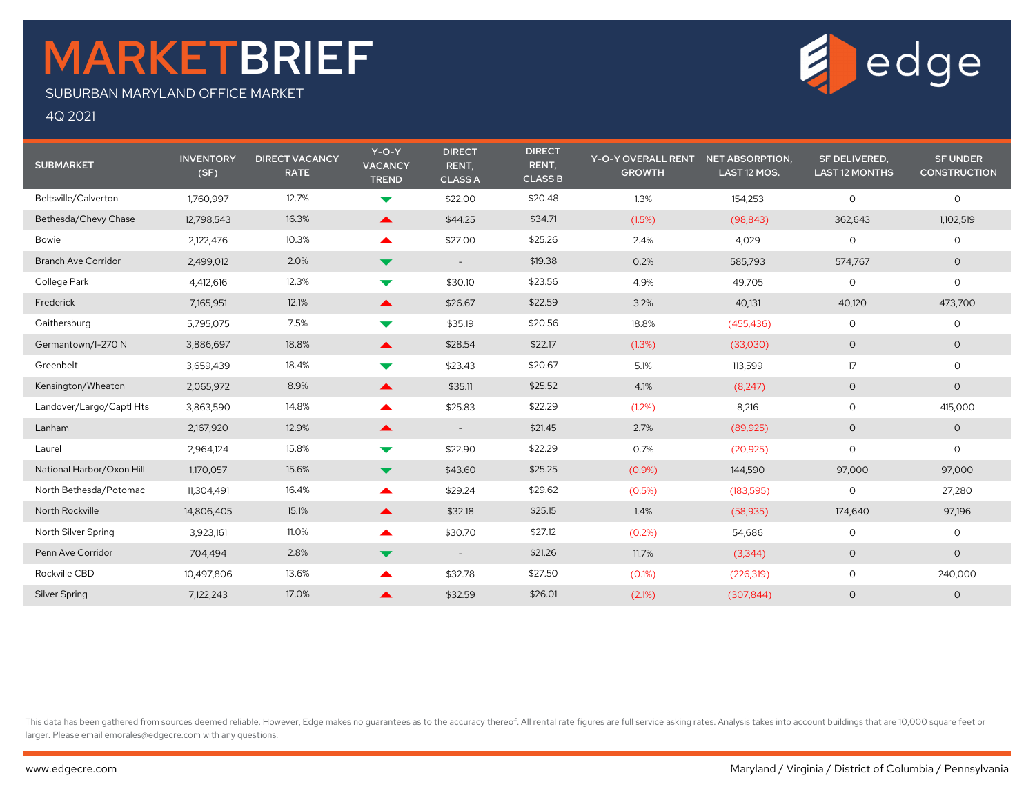# MARKETBRIEF

SUBURBAN MARYLAND OFFICE MARKET

4Q 2021

| SUBMARKET | INVENTORY (SF) | DIRECT VACANCY RATE | Y-O-Y VACANCY TREND | DIRECT RENT, CLASS A | DIRECT RENT, CLASS B | Y-O-Y OVERALL RENT GROWTH | NET ABSORPTION, LAST 12 MOS. | SF DELIVERED, LAST 12 MONTHS | SF UNDER CONSTRUCTION |
|---|---|---|---|---|---|---|---|---|---|
| Beltsville/Calverton | 1,760,997 | 12.7% | ▼ | $22.00 | $20.48 | 1.3% | 154,253 | 0 | 0 |
| Bethesda/Chevy Chase | 12,798,543 | 16.3% | ▲ | $44.25 | $34.71 | (1.5%) | (98,843) | 362,643 | 1,102,519 |
| Bowie | 2,122,476 | 10.3% | ▲ | $27.00 | $25.26 | 2.4% | 4,029 | 0 | 0 |
| Branch Ave Corridor | 2,499,012 | 2.0% | ▼ | - | $19.38 | 0.2% | 585,793 | 574,767 | 0 |
| College Park | 4,412,616 | 12.3% | ▼ | $30.10 | $23.56 | 4.9% | 49,705 | 0 | 0 |
| Frederick | 7,165,951 | 12.1% | ▲ | $26.67 | $22.59 | 3.2% | 40,131 | 40,120 | 473,700 |
| Gaithersburg | 5,795,075 | 7.5% | ▼ | $35.19 | $20.56 | 18.8% | (455,436) | 0 | 0 |
| Germantown/I-270 N | 3,886,697 | 18.8% | ▲ | $28.54 | $22.17 | (1.3%) | (33,030) | 0 | 0 |
| Greenbelt | 3,659,439 | 18.4% | ▼ | $23.43 | $20.67 | 5.1% | 113,599 | 17 | 0 |
| Kensington/Wheaton | 2,065,972 | 8.9% | ▲ | $35.11 | $25.52 | 4.1% | (8,247) | 0 | 0 |
| Landover/Largo/Captl Hts | 3,863,590 | 14.8% | ▲ | $25.83 | $22.29 | (1.2%) | 8,216 | 0 | 415,000 |
| Lanham | 2,167,920 | 12.9% | ▲ | - | $21.45 | 2.7% | (89,925) | 0 | 0 |
| Laurel | 2,964,124 | 15.8% | ▼ | $22.90 | $22.29 | 0.7% | (20,925) | 0 | 0 |
| National Harbor/Oxon Hill | 1,170,057 | 15.6% | ▼ | $43.60 | $25.25 | (0.9%) | 144,590 | 97,000 | 97,000 |
| North Bethesda/Potomac | 11,304,491 | 16.4% | ▲ | $29.24 | $29.62 | (0.5%) | (183,595) | 0 | 27,280 |
| North Rockville | 14,806,405 | 15.1% | ▲ | $32.18 | $25.15 | 1.4% | (58,935) | 174,640 | 97,196 |
| North Silver Spring | 3,923,161 | 11.0% | ▲ | $30.70 | $27.12 | (0.2%) | 54,686 | 0 | 0 |
| Penn Ave Corridor | 704,494 | 2.8% | ▼ | - | $21.26 | 11.7% | (3,344) | 0 | 0 |
| Rockville CBD | 10,497,806 | 13.6% | ▲ | $32.78 | $27.50 | (0.1%) | (226,319) | 0 | 240,000 |
| Silver Spring | 7,122,243 | 17.0% | ▲ | $32.59 | $26.01 | (2.1%) | (307,844) | 0 | 0 |

This data has been gathered from sources deemed reliable. However, Edge makes no guarantees as to the accuracy thereof. All rental rate figures are full service asking rates. Analysis takes into account buildings that are 10,000 square feet or larger. Please email emorales@edgecre.com with any questions.